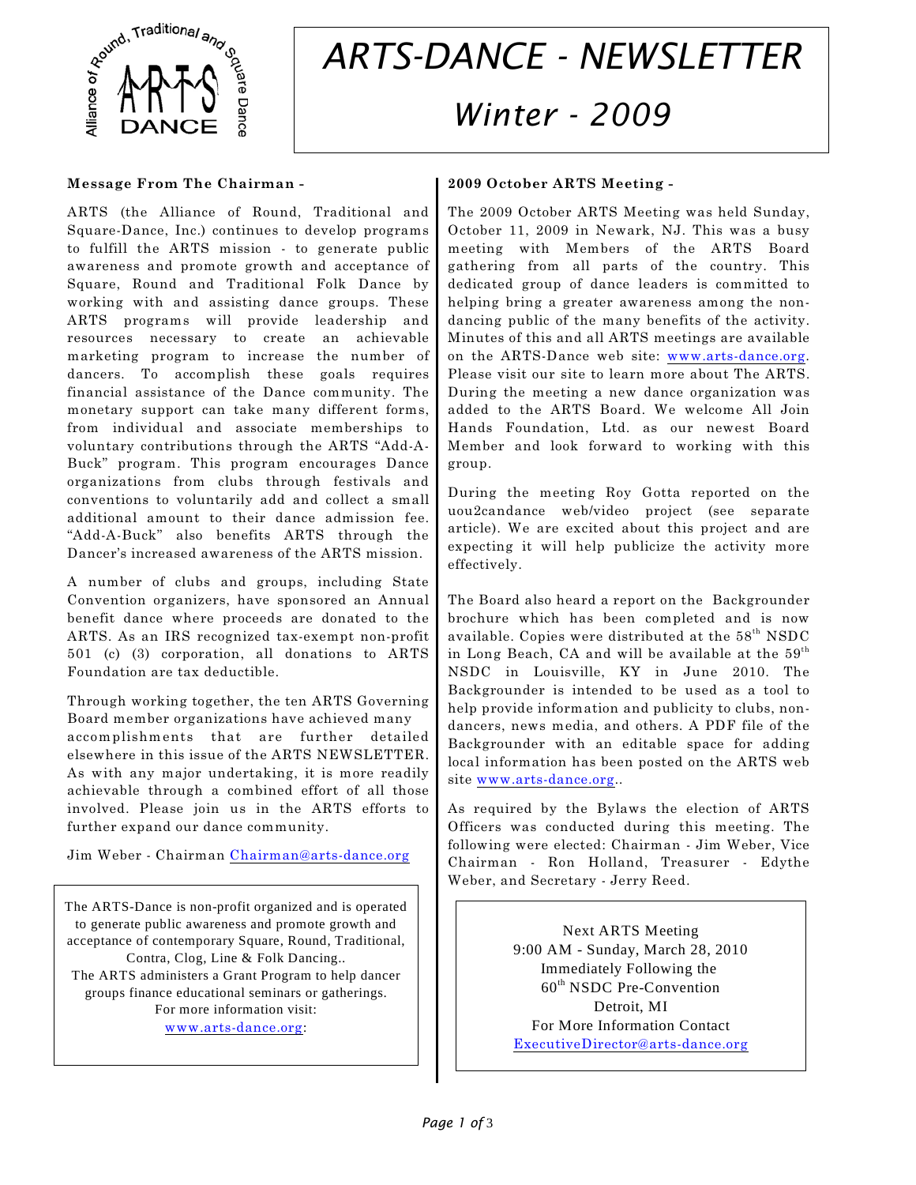# ARTS-DANCE - NEWSLETTER

## Winter - 2009

### Message From The Chairman -

ARTS (the Alliance of Round, Traditional and Square-Dance, Inc.) continues to develop programs to fulfill the ARTS mission - to generate public awareness and promote growth and acceptance of Square, Round and Traditional Folk Dance by working with and assisting dance groups. These ARTS programs will provide leadership and resources necessary to create an achievable marketing program to increase the number of dancers. To accomplish these goals requires financial assistance of the Dance community. The monetary support can take many different forms, from individual and associate memberships to voluntary contributions through the ARTS "Add-A-Buck" program. This program encourages Dance organizations from clubs through festivals and conventions to voluntarily add and collect a small additional amount to their dance admission fee. "Add-A-Buck" also benefits ARTS through the Dancer's increased awareness of the ARTS mission.

A number of clubs and groups, including State Convention organizers, have sponsored an Annual benefit dance where proceeds are donated to the ARTS. As an IRS recognized tax-exempt non-profit 501 (c) (3) corporation, all donations to ARTS Foundation are tax deductible.

Through working together, the ten ARTS Governing Board member organizations have achieved many accomplishments that are further detailed elsewhere in this issue of the ARTS NEWSLETTER. As with any major undertaking, it is more readily achievable through a combined effort of all those involved. Please join us in the ARTS efforts to further expand our dance community.

Jim Weber - Chairman Chairman@arts-dance.org

The ARTS-Dance is non-profit organized and is operated to generate public awareness and promote growth and acceptance of contemporary Square, Round, Traditional, Contra, Clog, Line & Folk Dancing..
The ARTS administers a Grant Program to help dancer groups finance educational seminars or gatherings.
For more information visit:
www.arts-dance.org:

### 2009 October ARTS Meeting -

The 2009 October ARTS Meeting was held Sunday, October 11, 2009 in Newark, NJ. This was a busy meeting with Members of the ARTS Board gathering from all parts of the country. This dedicated group of dance leaders is committed to helping bring a greater awareness among the non-dancing public of the many benefits of the activity. Minutes of this and all ARTS meetings are available on the ARTS-Dance web site: www.arts-dance.org. Please visit our site to learn more about The ARTS. During the meeting a new dance organization was added to the ARTS Board. We welcome All Join Hands Foundation, Ltd. as our newest Board Member and look forward to working with this group.

During the meeting Roy Gotta reported on the uou2candance web/video project (see separate article). We are excited about this project and are expecting it will help publicize the activity more effectively.

The Board also heard a report on the Backgrounder brochure which has been completed and is now available. Copies were distributed at the 58th NSDC in Long Beach, CA and will be available at the 59th NSDC in Louisville, KY in June 2010. The Backgrounder is intended to be used as a tool to help provide information and publicity to clubs, non-dancers, news media, and others. A PDF file of the Backgrounder with an editable space for adding local information has been posted on the ARTS web site www.arts-dance.org..

As required by the Bylaws the election of ARTS Officers was conducted during this meeting. The following were elected: Chairman - Jim Weber, Vice Chairman - Ron Holland, Treasurer - Edythe Weber, and Secretary - Jerry Reed.

Next ARTS Meeting
9:00 AM - Sunday, March 28, 2010
Immediately Following the
60th NSDC Pre-Convention
Detroit, MI
For More Information Contact
ExecutiveDirector@arts-dance.org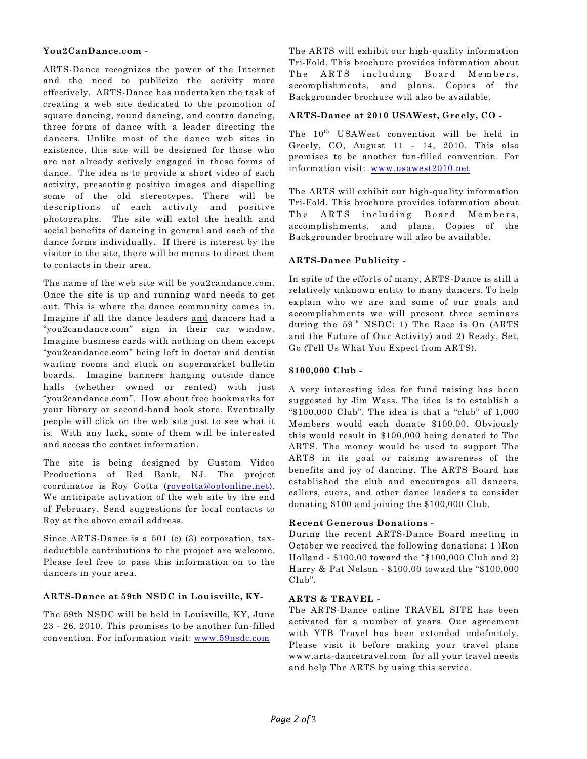**You2CanDance.com -**

ARTS-Dance recognizes the power of the Internet and the need to publicize the activity more effectively. ARTS-Dance has undertaken the task of creating a web site dedicated to the promotion of square dancing, round dancing, and contra dancing, three forms of dance with a leader directing the dancers. Unlike most of the dance web sites in existence, this site will be designed for those who are not already actively engaged in these forms of dance. The idea is to provide a short video of each activity, presenting positive images and dispelling some of the old stereotypes. There will be descriptions of each activity and positive photographs. The site will extol the health and social benefits of dancing in general and each of the dance forms individually. If there is interest by the visitor to the site, there will be menus to direct them to contacts in their area.

The name of the web site will be you2candance.com. Once the site is up and running word needs to get out. This is where the dance community comes in. Imagine if all the dance leaders and dancers had a "you2candance.com" sign in their car window. Imagine business cards with nothing on them except "you2candance.com" being left in doctor and dentist waiting rooms and stuck on supermarket bulletin boards. Imagine banners hanging outside dance halls (whether owned or rented) with just "you2candance.com". How about free bookmarks for your library or second-hand book store. Eventually people will click on the web site just to see what it is. With any luck, some of them will be interested and access the contact information.

The site is being designed by Custom Video Productions of Red Bank, NJ. The project coordinator is Roy Gotta (roygotta@optonline.net). We anticipate activation of the web site by the end of February. Send suggestions for local contacts to Roy at the above email address.

Since ARTS-Dance is a 501 (c) (3) corporation, tax-deductible contributions to the project are welcome. Please feel free to pass this information on to the dancers in your area.

**ARTS-Dance at 59th NSDC in Louisville, KY-**

The 59th NSDC will be held in Louisville, KY, June 23 - 26, 2010. This promises to be another fun-filled convention. For information visit: www.59nsdc.com

The ARTS will exhibit our high-quality information Tri-Fold. This brochure provides information about The ARTS including Board Members, accomplishments, and plans. Copies of the Backgrounder brochure will also be available.

**ARTS-Dance at 2010 USAWest, Greely, CO -**

The 10th USAWest convention will be held in Greely, CO, August 11 - 14, 2010. This also promises to be another fun-filled convention. For information visit: www.usawest2010.net

The ARTS will exhibit our high-quality information Tri-Fold. This brochure provides information about The ARTS including Board Members, accomplishments, and plans. Copies of the Backgrounder brochure will also be available.

**ARTS-Dance Publicity -**

In spite of the efforts of many, ARTS-Dance is still a relatively unknown entity to many dancers. To help explain who we are and some of our goals and accomplishments we will present three seminars during the 59th NSDC: 1) The Race is On (ARTS and the Future of Our Activity) and 2) Ready, Set, Go (Tell Us What You Expect from ARTS).

**$100,000 Club -**

A very interesting idea for fund raising has been suggested by Jim Wass. The idea is to establish a "$100,000 Club". The idea is that a "club" of 1,000 Members would each donate $100.00. Obviously this would result in $100,000 being donated to The ARTS. The money would be used to support The ARTS in its goal or raising awareness of the benefits and joy of dancing. The ARTS Board has established the club and encourages all dancers, callers, cuers, and other dance leaders to consider donating $100 and joining the $100,000 Club.

**Recent Generous Donations -**

During the recent ARTS-Dance Board meeting in October we received the following donations: 1 )Ron Holland - $100.00 toward the "$100,000 Club and 2) Harry & Pat Nelson - $100.00 toward the "$100,000 Club".

**ARTS & TRAVEL -**

The ARTS-Dance online TRAVEL SITE has been activated for a number of years. Our agreement with YTB Travel has been extended indefinitely. Please visit it before making your travel plans www.arts-dancetravel.com for all your travel needs and help The ARTS by using this service.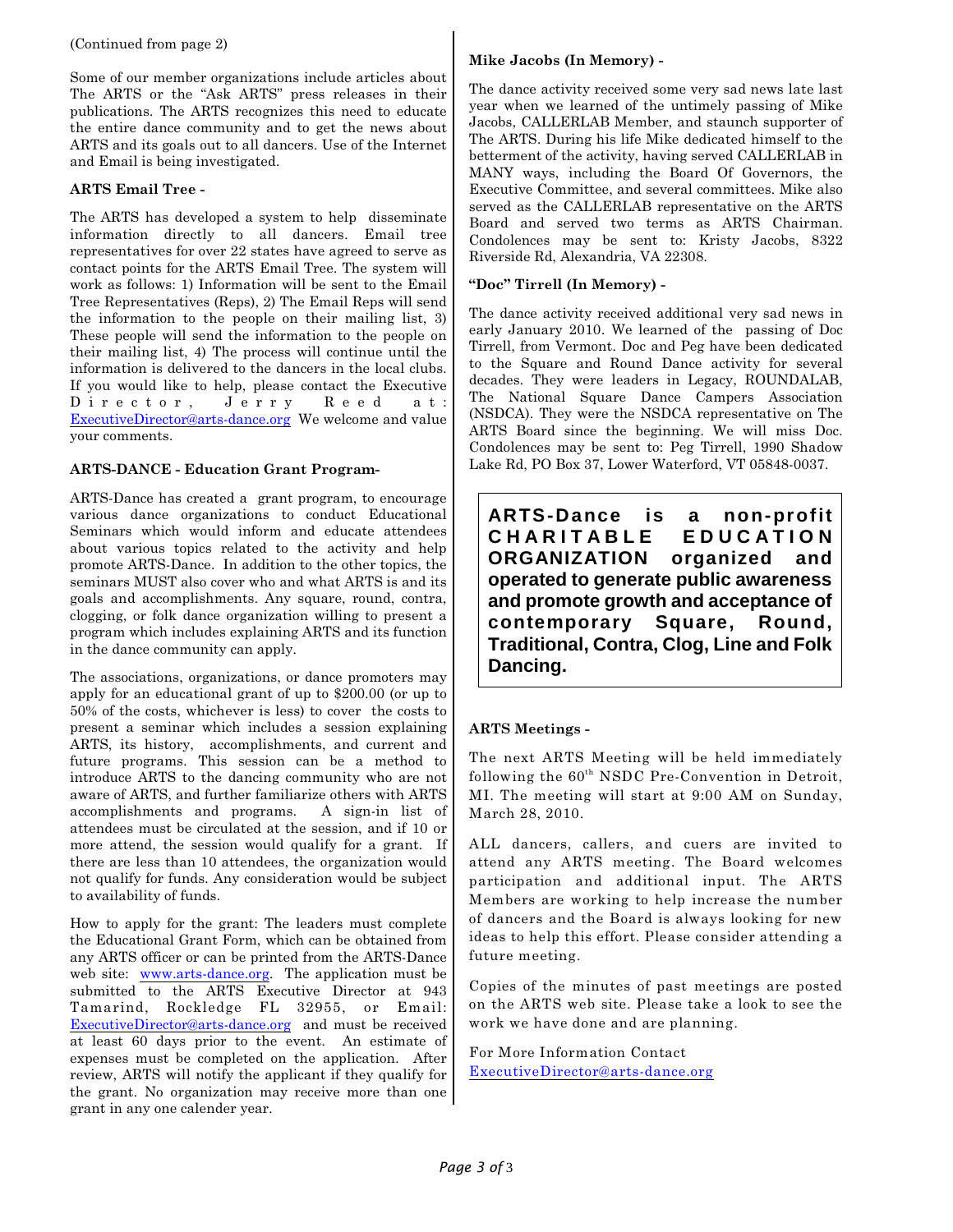(Continued from page 2)

Some of our member organizations include articles about The ARTS or the "Ask ARTS" press releases in their publications. The ARTS recognizes this need to educate the entire dance community and to get the news about ARTS and its goals out to all dancers. Use of the Internet and Email is being investigated.

**ARTS Email Tree -**

The ARTS has developed a system to help disseminate information directly to all dancers. Email tree representatives for over 22 states have agreed to serve as contact points for the ARTS Email Tree. The system will work as follows: 1) Information will be sent to the Email Tree Representatives (Reps), 2) The Email Reps will send the information to the people on their mailing list, 3) These people will send the information to the people on their mailing list, 4) The process will continue until the information is delivered to the dancers in the local clubs. If you would like to help, please contact the Executive Director, Jerry Reed at: ExecutiveDirector@arts-dance.org We welcome and value your comments.

**ARTS-DANCE - Education Grant Program-**

ARTS-Dance has created a grant program, to encourage various dance organizations to conduct Educational Seminars which would inform and educate attendees about various topics related to the activity and help promote ARTS-Dance. In addition to the other topics, the seminars MUST also cover who and what ARTS is and its goals and accomplishments. Any square, round, contra, clogging, or folk dance organization willing to present a program which includes explaining ARTS and its function in the dance community can apply.

The associations, organizations, or dance promoters may apply for an educational grant of up to $200.00 (or up to 50% of the costs, whichever is less) to cover the costs to present a seminar which includes a session explaining ARTS, its history, accomplishments, and current and future programs. This session can be a method to introduce ARTS to the dancing community who are not aware of ARTS, and further familiarize others with ARTS accomplishments and programs. A sign-in list of attendees must be circulated at the session, and if 10 or more attend, the session would qualify for a grant. If there are less than 10 attendees, the organization would not qualify for funds. Any consideration would be subject to availability of funds.

How to apply for the grant: The leaders must complete the Educational Grant Form, which can be obtained from any ARTS officer or can be printed from the ARTS-Dance web site: www.arts-dance.org. The application must be submitted to the ARTS Executive Director at 943 Tamarind, Rockledge FL 32955, or Email: ExecutiveDirector@arts-dance.org and must be received at least 60 days prior to the event. An estimate of expenses must be completed on the application. After review, ARTS will notify the applicant if they qualify for the grant. No organization may receive more than one grant in any one calender year.

**Mike Jacobs (In Memory) -**

The dance activity received some very sad news late last year when we learned of the untimely passing of Mike Jacobs, CALLERLAB Member, and staunch supporter of The ARTS. During his life Mike dedicated himself to the betterment of the activity, having served CALLERLAB in MANY ways, including the Board Of Governors, the Executive Committee, and several committees. Mike also served as the CALLERLAB representative on the ARTS Board and served two terms as ARTS Chairman. Condolences may be sent to: Kristy Jacobs, 8322 Riverside Rd, Alexandria, VA 22308.

**"Doc" Tirrell (In Memory) -**

The dance activity received additional very sad news in early January 2010. We learned of the passing of Doc Tirrell, from Vermont. Doc and Peg have been dedicated to the Square and Round Dance activity for several decades. They were leaders in Legacy, ROUNDALAB, The National Square Dance Campers Association (NSDCA). They were the NSDCA representative on The ARTS Board since the beginning. We will miss Doc. Condolences may be sent to: Peg Tirrell, 1990 Shadow Lake Rd, PO Box 37, Lower Waterford, VT 05848-0037.

**ARTS-Dance is a non-profit CHARITABLE EDUCATION ORGANIZATION organized and operated to generate public awareness and promote growth and acceptance of contemporary Square, Round, Traditional, Contra, Clog, Line and Folk Dancing.**

**ARTS Meetings -**

The next ARTS Meeting will be held immediately following the 60th NSDC Pre-Convention in Detroit, MI. The meeting will start at 9:00 AM on Sunday, March 28, 2010.

ALL dancers, callers, and cuers are invited to attend any ARTS meeting. The Board welcomes participation and additional input. The ARTS Members are working to help increase the number of dancers and the Board is always looking for new ideas to help this effort. Please consider attending a future meeting.

Copies of the minutes of past meetings are posted on the ARTS web site. Please take a look to see the work we have done and are planning.

For More Information Contact
ExecutiveDirector@arts-dance.org